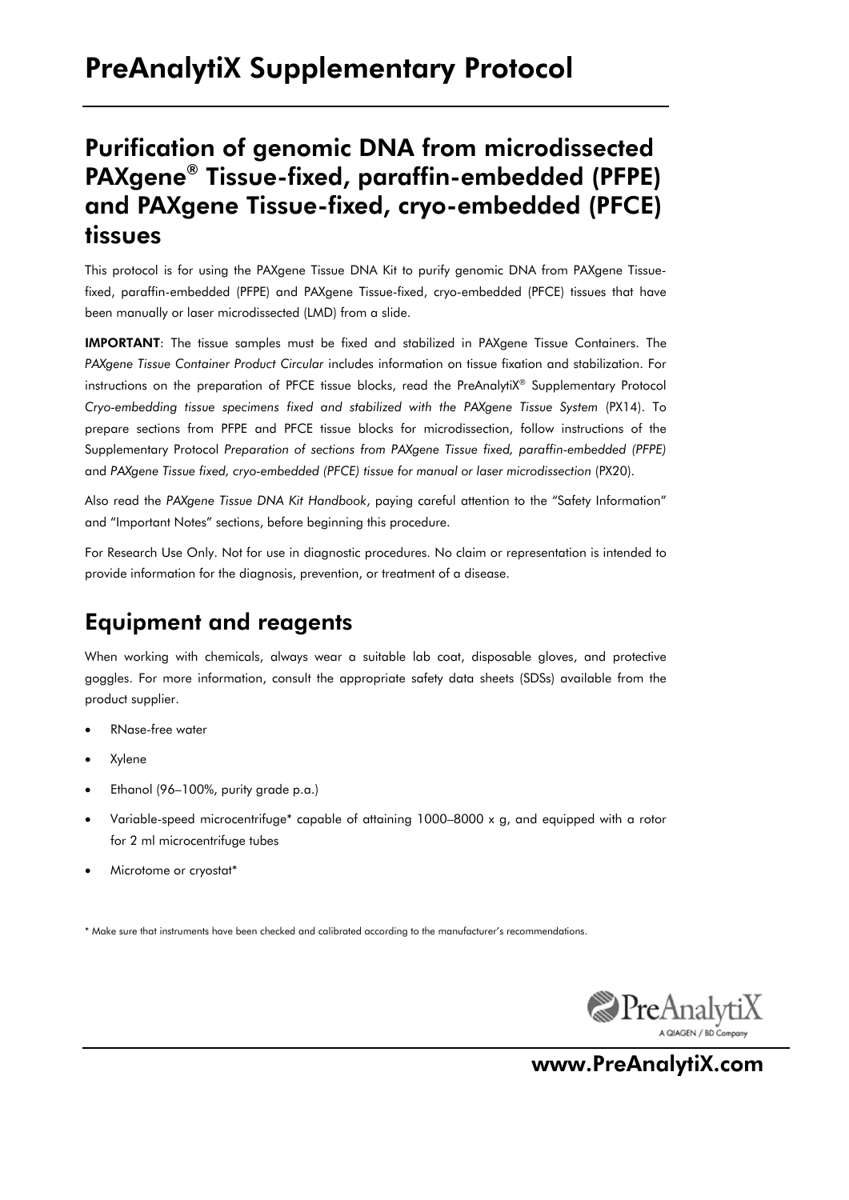# PreAnalytiX Supplementary Protocol

## Purification of genomic DNA from microdissected PAXgene® Tissue-fixed, paraffin-embedded (PFPE) and PAXgene Tissue-fixed, cryo-embedded (PFCE) tissues

This protocol is for using the PAXgene Tissue DNA Kit to purify genomic DNA from PAXgene Tissue-fixed, paraffin-embedded (PFPE) and PAXgene Tissue-fixed, cryo-embedded (PFCE) tissues that have been manually or laser microdissected (LMD) from a slide.

**IMPORTANT**: The tissue samples must be fixed and stabilized in PAXgene Tissue Containers. The *PAXgene Tissue Container Product Circular* includes information on tissue fixation and stabilization. For instructions on the preparation of PFCE tissue blocks, read the PreAnalytiX® Supplementary Protocol *Cryo-embedding tissue specimens fixed and stabilized with the PAXgene Tissue System* (PX14). To prepare sections from PFPE and PFCE tissue blocks for microdissection, follow instructions of the Supplementary Protocol *Preparation of sections from PAXgene Tissue fixed, paraffin-embedded (PFPE)* and *PAXgene Tissue fixed, cryo-embedded (PFCE) tissue for manual or laser microdissection* (PX20).

Also read the *PAXgene Tissue DNA Kit Handbook*, paying careful attention to the "Safety Information" and "Important Notes" sections, before beginning this procedure.

For Research Use Only. Not for use in diagnostic procedures. No claim or representation is intended to provide information for the diagnosis, prevention, or treatment of a disease.

## Equipment and reagents

When working with chemicals, always wear a suitable lab coat, disposable gloves, and protective goggles. For more information, consult the appropriate safety data sheets (SDSs) available from the product supplier.

- RNase-free water
- Xylene
- Ethanol (96–100%, purity grade p.a.)
- Variable-speed microcentrifuge* capable of attaining 1000–8000 x g, and equipped with a rotor for 2 ml microcentrifuge tubes
- Microtome or cryostat*

\* Make sure that instruments have been checked and calibrated according to the manufacturer's recommendations.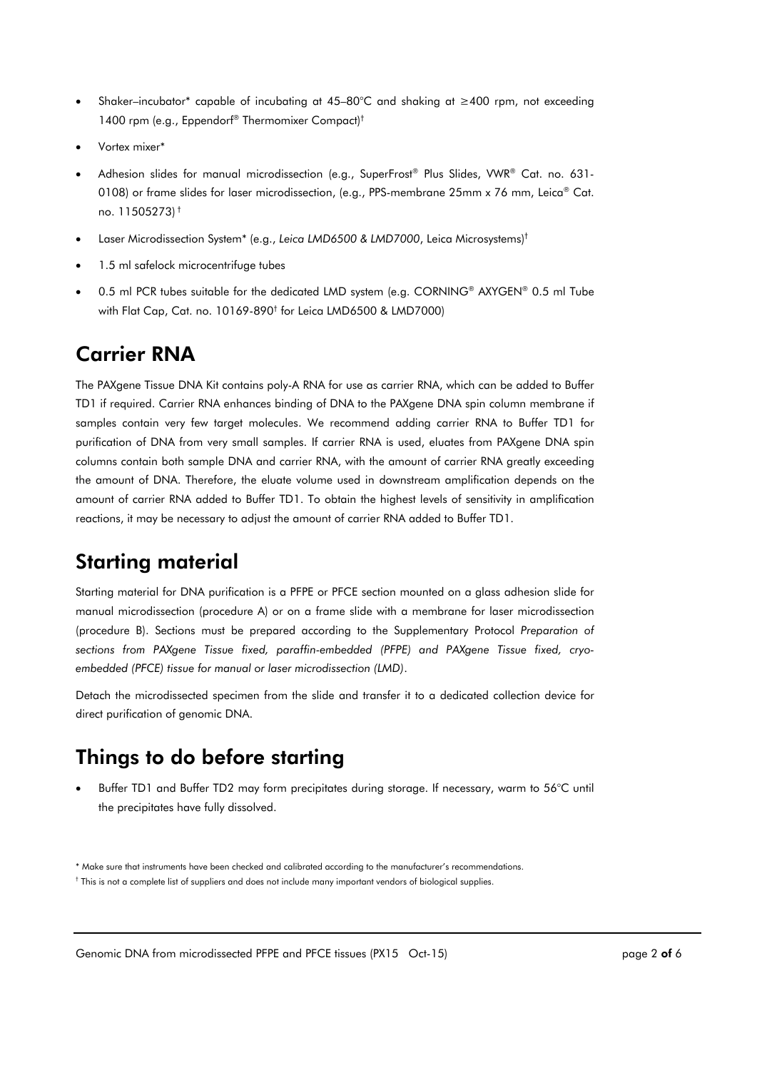- Shaker–incubator* capable of incubating at 45–80°C and shaking at ≥400 rpm, not exceeding 1400 rpm (e.g., Eppendorf® Thermomixer Compact)†
- Vortex mixer*
- Adhesion slides for manual microdissection (e.g., SuperFrost® Plus Slides, VWR® Cat. no. 631-0108) or frame slides for laser microdissection, (e.g., PPS-membrane 25mm x 76 mm, Leica® Cat. no. 11505273) †
- Laser Microdissection System* (e.g., *Leica LMD6500 & LMD7000*, Leica Microsystems)†
- 1.5 ml safelock microcentrifuge tubes
- 0.5 ml PCR tubes suitable for the dedicated LMD system (e.g. CORNING® AXYGEN® 0.5 ml Tube with Flat Cap, Cat. no. 10169-890† for Leica LMD6500 & LMD7000)

## Carrier RNA

The PAXgene Tissue DNA Kit contains poly-A RNA for use as carrier RNA, which can be added to Buffer TD1 if required. Carrier RNA enhances binding of DNA to the PAXgene DNA spin column membrane if samples contain very few target molecules. We recommend adding carrier RNA to Buffer TD1 for purification of DNA from very small samples. If carrier RNA is used, eluates from PAXgene DNA spin columns contain both sample DNA and carrier RNA, with the amount of carrier RNA greatly exceeding the amount of DNA. Therefore, the eluate volume used in downstream amplification depends on the amount of carrier RNA added to Buffer TD1. To obtain the highest levels of sensitivity in amplification reactions, it may be necessary to adjust the amount of carrier RNA added to Buffer TD1.

## Starting material

Starting material for DNA purification is a PFPE or PFCE section mounted on a glass adhesion slide for manual microdissection (procedure A) or on a frame slide with a membrane for laser microdissection (procedure B). Sections must be prepared according to the Supplementary Protocol *Preparation of sections from PAXgene Tissue fixed, paraffin-embedded (PFPE) and PAXgene Tissue fixed, cryo-embedded (PFCE) tissue for manual or laser microdissection (LMD)*.

Detach the microdissected specimen from the slide and transfer it to a dedicated collection device for direct purification of genomic DNA.

## Things to do before starting

- Buffer TD1 and Buffer TD2 may form precipitates during storage. If necessary, warm to 56°C until the precipitates have fully dissolved.

\* Make sure that instruments have been checked and calibrated according to the manufacturer's recommendations.

† This is not a complete list of suppliers and does not include many important vendors of biological supplies.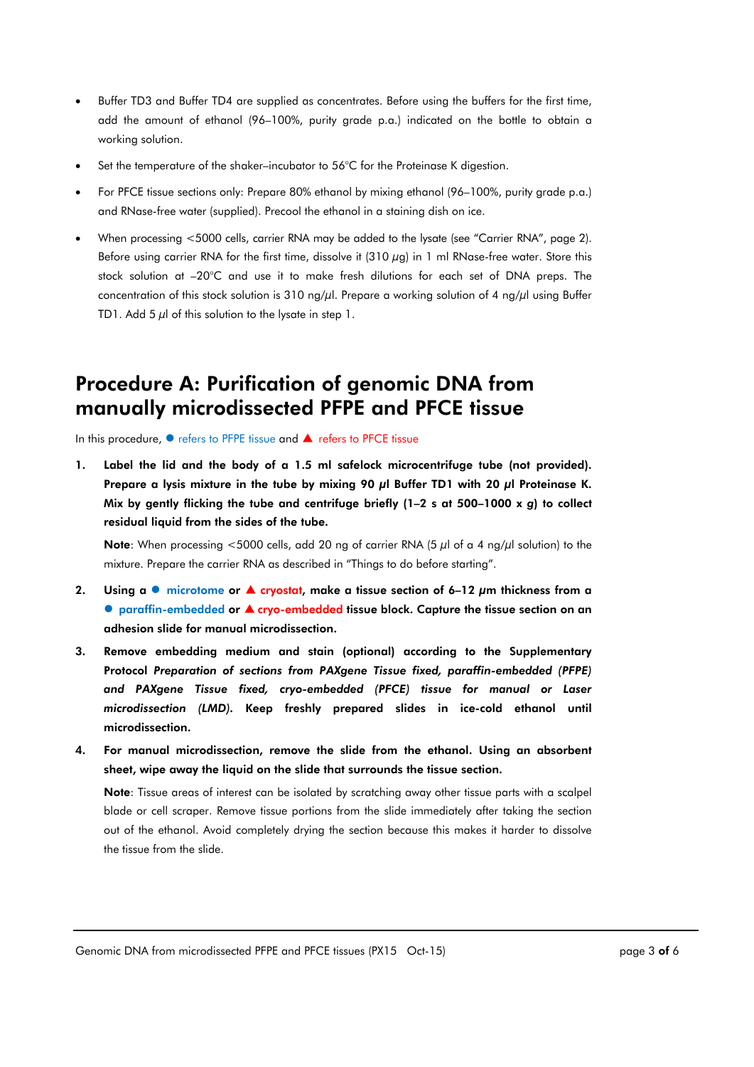- Buffer TD3 and Buffer TD4 are supplied as concentrates. Before using the buffers for the first time, add the amount of ethanol (96–100%, purity grade p.a.) indicated on the bottle to obtain a working solution.
- Set the temperature of the shaker–incubator to 56°C for the Proteinase K digestion.
- For PFCE tissue sections only: Prepare 80% ethanol by mixing ethanol (96–100%, purity grade p.a.) and RNase-free water (supplied). Precool the ethanol in a staining dish on ice.
- When processing <5000 cells, carrier RNA may be added to the lysate (see "Carrier RNA", page 2). Before using carrier RNA for the first time, dissolve it (310 µg) in 1 ml RNase-free water. Store this stock solution at –20°C and use it to make fresh dilutions for each set of DNA preps. The concentration of this stock solution is 310 ng/µl. Prepare a working solution of 4 ng/µl using Buffer TD1. Add 5 µl of this solution to the lysate in step 1.

# Procedure A: Purification of genomic DNA from manually microdissected PFPE and PFCE tissue

In this procedure, ● refers to PFPE tissue and ▲ refers to PFCE tissue

1. **Label the lid and the body of a 1.5 ml safelock microcentrifuge tube (not provided). Prepare a lysis mixture in the tube by mixing 90 µl Buffer TD1 with 20 µl Proteinase K. Mix by gently flicking the tube and centrifuge briefly (1–2 s at 500–1000 x g) to collect residual liquid from the sides of the tube.**

   **Note**: When processing <5000 cells, add 20 ng of carrier RNA (5 µl of a 4 ng/µl solution) to the mixture. Prepare the carrier RNA as described in "Things to do before starting".

2. **Using a ● microtome or ▲ cryostat, make a tissue section of 6–12 µm thickness from a ● paraffin-embedded or ▲ cryo-embedded tissue block. Capture the tissue section on an adhesion slide for manual microdissection.**

3. **Remove embedding medium and stain (optional) according to the Supplementary Protocol *Preparation of sections from PAXgene Tissue fixed, paraffin-embedded (PFPE) and PAXgene Tissue fixed, cryo-embedded (PFCE) tissue for manual or Laser microdissection (LMD)*. Keep freshly prepared slides in ice-cold ethanol until microdissection.**

4. **For manual microdissection, remove the slide from the ethanol. Using an absorbent sheet, wipe away the liquid on the slide that surrounds the tissue section.**

   **Note**: Tissue areas of interest can be isolated by scratching away other tissue parts with a scalpel blade or cell scraper. Remove tissue portions from the slide immediately after taking the section out of the ethanol. Avoid completely drying the section because this makes it harder to dissolve the tissue from the slide.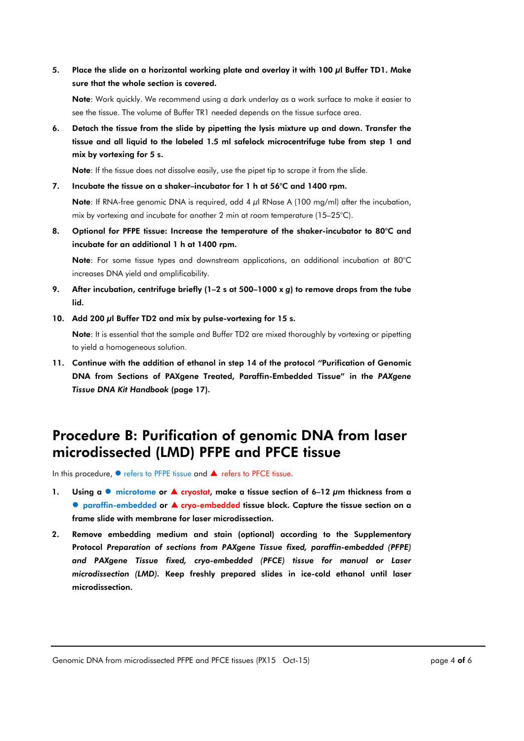5. **Place the slide on a horizontal working plate and overlay it with 100 µl Buffer TD1. Make sure that the whole section is covered.**

   **Note**: Work quickly. We recommend using a dark underlay as a work surface to make it easier to see the tissue. The volume of Buffer TR1 needed depends on the tissue surface area.

6. **Detach the tissue from the slide by pipetting the lysis mixture up and down. Transfer the tissue and all liquid to the labeled 1.5 ml safelock microcentrifuge tube from step 1 and mix by vortexing for 5 s.**

   **Note**: If the tissue does not dissolve easily, use the pipet tip to scrape it from the slide.

7. **Incubate the tissue on a shaker–incubator for 1 h at 56°C and 1400 rpm.**

   **Note**: If RNA-free genomic DNA is required, add 4 µl RNase A (100 mg/ml) after the incubation, mix by vortexing and incubate for another 2 min at room temperature (15–25°C).

8. **Optional for PFPE tissue: Increase the temperature of the shaker-incubator to 80°C and incubate for an additional 1 h at 1400 rpm.**

   **Note**: For some tissue types and downstream applications, an additional incubation at 80°C increases DNA yield and amplificability.

9. **After incubation, centrifuge briefly (1–2 s at 500–1000 x *g*) to remove drops from the tube lid.**

10. **Add 200 µl Buffer TD2 and mix by pulse-vortexing for 15 s.**

    **Note**: It is essential that the sample and Buffer TD2 are mixed thoroughly by vortexing or pipetting to yield a homogeneous solution.

11. **Continue with the addition of ethanol in step 14 of the protocol "Purification of Genomic DNA from Sections of PAXgene Treated, Paraffin-Embedded Tissue" in the *PAXgene Tissue DNA Kit Handbook* (page 17).**

# Procedure B: Purification of genomic DNA from laser microdissected (LMD) PFPE and PFCE tissue

In this procedure, ● refers to PFPE tissue and ▲ refers to PFCE tissue.

1. **Using a ● microtome or ▲ cryostat, make a tissue section of 6–12 µm thickness from a ● paraffin-embedded or ▲ cryo-embedded tissue block. Capture the tissue section on a frame slide with membrane for laser microdissection.**

2. **Remove embedding medium and stain (optional) according to the Supplementary Protocol *Preparation of sections from PAXgene Tissue fixed, paraffin-embedded (PFPE) and PAXgene Tissue fixed, cryo-embedded (PFCE) tissue for manual or Laser microdissection (LMD)*. Keep freshly prepared slides in ice-cold ethanol until laser microdissection.**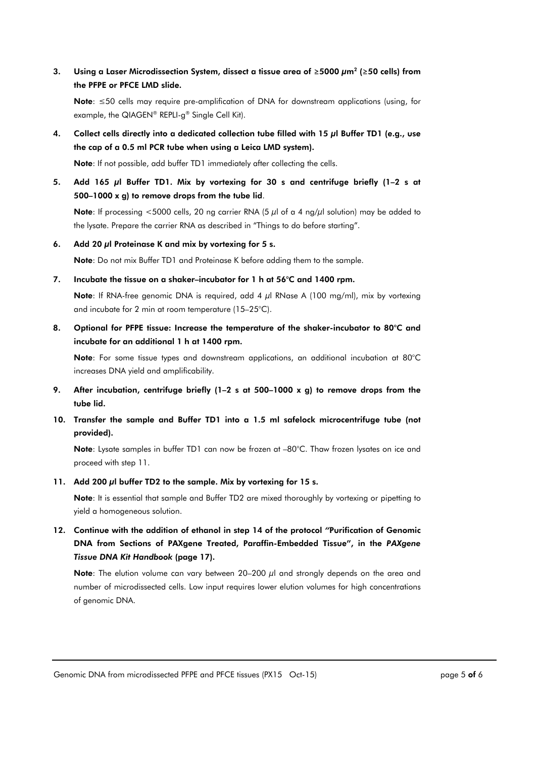3. **Using a Laser Microdissection System, dissect a tissue area of ≥5000 μm² (≥50 cells) from the PFPE or PFCE LMD slide.**

   **Note**: ≤50 cells may require pre-amplification of DNA for downstream applications (using, for example, the QIAGEN® REPLI-g® Single Cell Kit).

4. **Collect cells directly into a dedicated collection tube filled with 15 μl Buffer TD1 (e.g., use the cap of a 0.5 ml PCR tube when using a Leica LMD system).**

   **Note**: If not possible, add buffer TD1 immediately after collecting the cells.

5. **Add 165 μl Buffer TD1. Mix by vortexing for 30 s and centrifuge briefly (1–2 s at 500–1000 x g) to remove drops from the tube lid**.

   **Note**: If processing <5000 cells, 20 ng carrier RNA (5 μl of a 4 ng/μl solution) may be added to the lysate. Prepare the carrier RNA as described in "Things to do before starting".

6. **Add 20 μl Proteinase K and mix by vortexing for 5 s.**

   **Note**: Do not mix Buffer TD1 and Proteinase K before adding them to the sample.

7. **Incubate the tissue on a shaker–incubator for 1 h at 56°C and 1400 rpm.**

   **Note**: If RNA-free genomic DNA is required, add 4 μl RNase A (100 mg/ml), mix by vortexing and incubate for 2 min at room temperature (15–25°C).

8. **Optional for PFPE tissue: Increase the temperature of the shaker-incubator to 80°C and incubate for an additional 1 h at 1400 rpm.**

   **Note**: For some tissue types and downstream applications, an additional incubation at 80°C increases DNA yield and amplificability.

9. **After incubation, centrifuge briefly (1–2 s at 500–1000 x g) to remove drops from the tube lid.**

10. **Transfer the sample and Buffer TD1 into a 1.5 ml safelock microcentrifuge tube (not provided).**

    **Note**: Lysate samples in buffer TD1 can now be frozen at –80°C. Thaw frozen lysates on ice and proceed with step 11.

11. **Add 200 μl buffer TD2 to the sample. Mix by vortexing for 15 s.**

    **Note**: It is essential that sample and Buffer TD2 are mixed thoroughly by vortexing or pipetting to yield a homogeneous solution.

12. **Continue with the addition of ethanol in step 14 of the protocol "Purification of Genomic DNA from Sections of PAXgene Treated, Paraffin-Embedded Tissue", in the *PAXgene Tissue DNA Kit Handbook* (page 17).**

    **Note**: The elution volume can vary between 20–200 μl and strongly depends on the area and number of microdissected cells. Low input requires lower elution volumes for high concentrations of genomic DNA.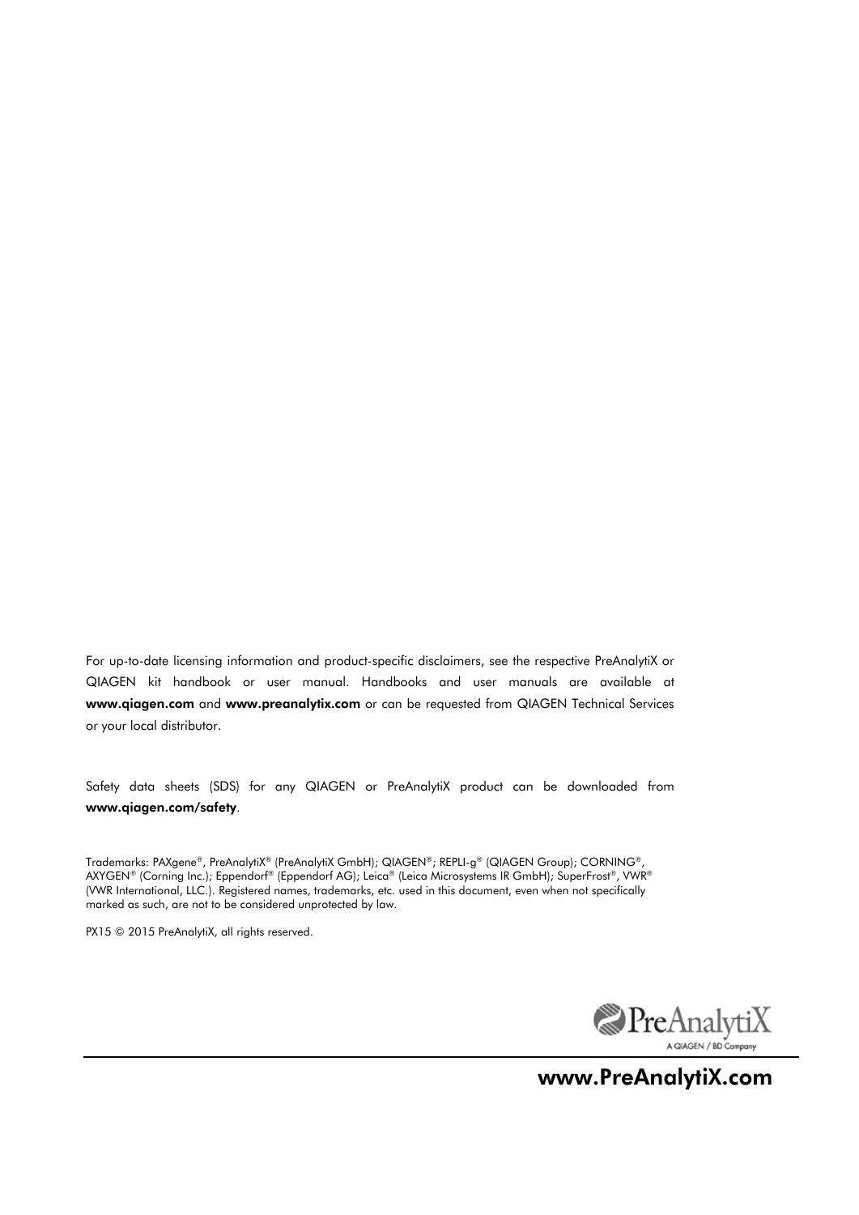For up-to-date licensing information and product-specific disclaimers, see the respective PreAnalytiX or QIAGEN kit handbook or user manual. Handbooks and user manuals are available at **www.qiagen.com** and **www.preanalytix.com** or can be requested from QIAGEN Technical Services or your local distributor.

Safety data sheets (SDS) for any QIAGEN or PreAnalytiX product can be downloaded from **www.qiagen.com/safety**.

Trademarks: PAXgene®, PreAnalytiX® (PreAnalytiX GmbH); QIAGEN®; REPLI-g® (QIAGEN Group); CORNING®, AXYGEN® (Corning Inc.); Eppendorf® (Eppendorf AG); Leica® (Leica Microsystems IR GmbH); SuperFrost®, VWR® (VWR International, LLC.). Registered names, trademarks, etc. used in this document, even when not specifically marked as such, are not to be considered unprotected by law.

PX15 © 2015 PreAnalytiX, all rights reserved.

PreAnalytiX
A QIAGEN / BD Company

**www.PreAnalytiX.com**